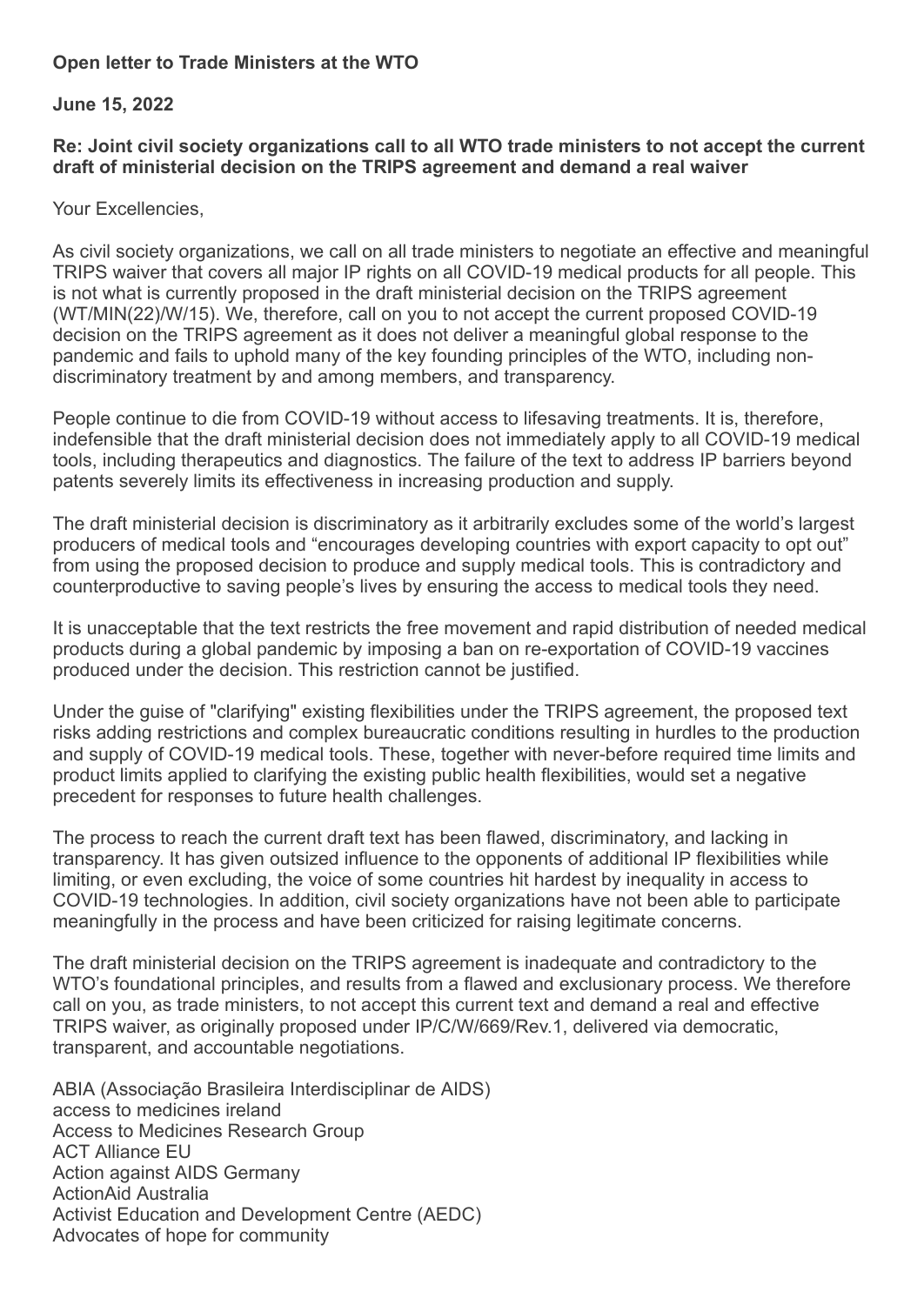**Open letter to Trade Ministers at the WTO**

**June 15, 2022**

**Re: Joint civil society organizations call to all WTO trade ministers to not accept the current draft of ministerial decision on the TRIPS agreement and demand a real waiver**

Your Excellencies,

As civil society organizations, we call on all trade ministers to negotiate an effective and meaningful TRIPS waiver that covers all major IP rights on all COVID-19 medical products for all people. This is not what is currently proposed in the draft ministerial decision on the TRIPS agreement (WT/MIN(22)/W/15). We, therefore, call on you to not accept the current proposed COVID-19 decision on the TRIPS agreement as it does not deliver a meaningful global response to the pandemic and fails to uphold many of the key founding principles of the WTO, including non-discriminatory treatment by and among members, and transparency.

People continue to die from COVID-19 without access to lifesaving treatments. It is, therefore, indefensible that the draft ministerial decision does not immediately apply to all COVID-19 medical tools, including therapeutics and diagnostics. The failure of the text to address IP barriers beyond patents severely limits its effectiveness in increasing production and supply.

The draft ministerial decision is discriminatory as it arbitrarily excludes some of the world's largest producers of medical tools and "encourages developing countries with export capacity to opt out" from using the proposed decision to produce and supply medical tools. This is contradictory and counterproductive to saving people's lives by ensuring the access to medical tools they need.

It is unacceptable that the text restricts the free movement and rapid distribution of needed medical products during a global pandemic by imposing a ban on re-exportation of COVID-19 vaccines produced under the decision. This restriction cannot be justified.

Under the guise of "clarifying" existing flexibilities under the TRIPS agreement, the proposed text risks adding restrictions and complex bureaucratic conditions resulting in hurdles to the production and supply of COVID-19 medical tools. These, together with never-before required time limits and product limits applied to clarifying the existing public health flexibilities, would set a negative precedent for responses to future health challenges.

The process to reach the current draft text has been flawed, discriminatory, and lacking in transparency. It has given outsized influence to the opponents of additional IP flexibilities while limiting, or even excluding, the voice of some countries hit hardest by inequality in access to COVID-19 technologies. In addition, civil society organizations have not been able to participate meaningfully in the process and have been criticized for raising legitimate concerns.

The draft ministerial decision on the TRIPS agreement is inadequate and contradictory to the WTO's foundational principles, and results from a flawed and exclusionary process. We therefore call on you, as trade ministers, to not accept this current text and demand a real and effective TRIPS waiver, as originally proposed under IP/C/W/669/Rev.1, delivered via democratic, transparent, and accountable negotiations.

ABIA (Associação Brasileira Interdisciplinar de AIDS)
access to medicines ireland
Access to Medicines Research Group
ACT Alliance EU
Action against AIDS Germany
ActionAid Australia
Activist Education and Development Centre (AEDC)
Advocates of hope for community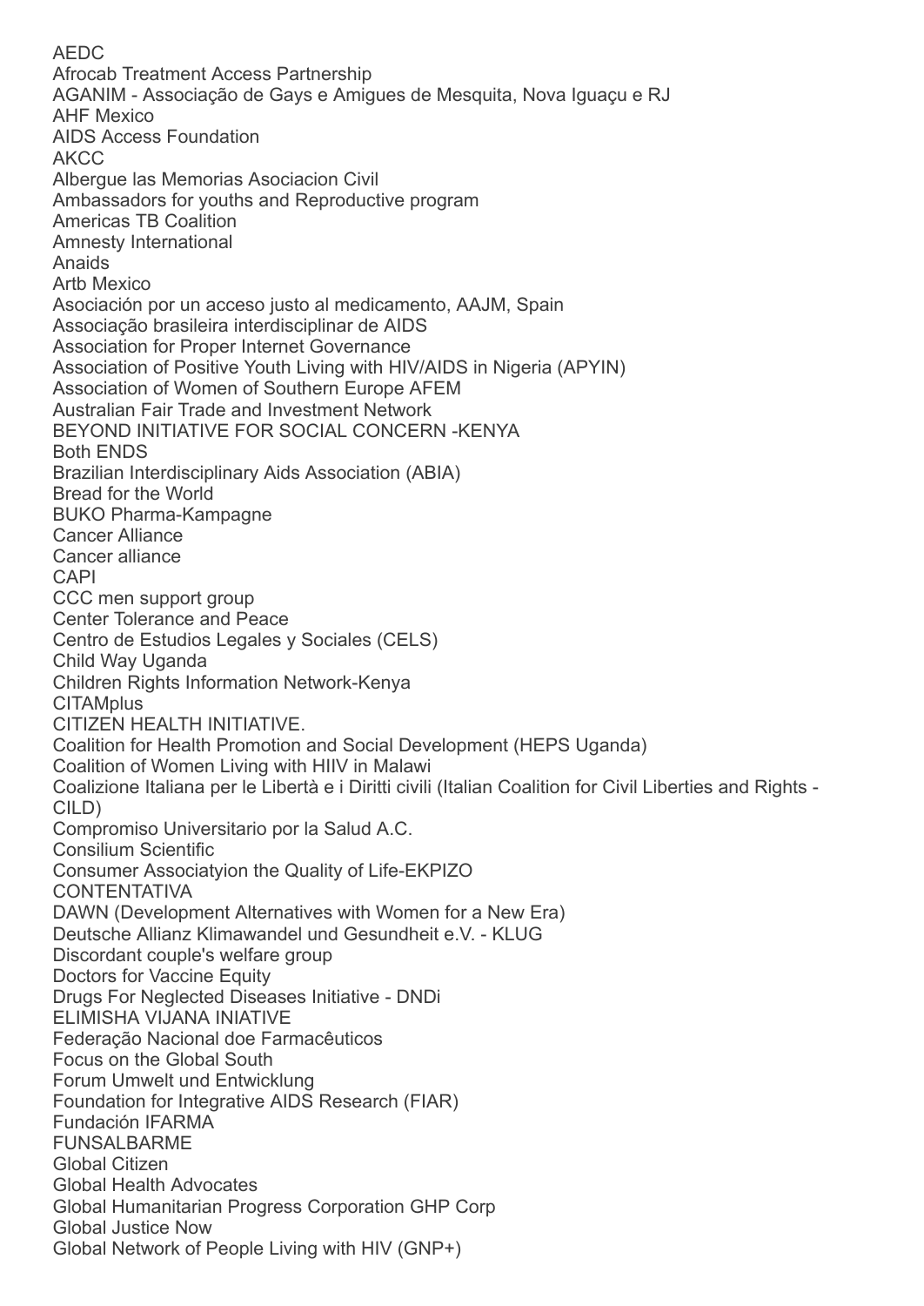AEDC
Afrocab Treatment Access Partnership
AGANIM - Associação de Gays e Amigues de Mesquita, Nova Iguaçu e RJ
AHF Mexico
AIDS Access Foundation
AKCC
Albergue las Memorias Asociacion Civil
Ambassadors for youths and Reproductive program
Americas TB Coalition
Amnesty International
Anaids
Artb Mexico
Asociación por un acceso justo al medicamento, AAJM, Spain
Associação brasileira interdisciplinar de AIDS
Association for Proper Internet Governance
Association of Positive Youth Living with HIV/AIDS in Nigeria (APYIN)
Association of Women of Southern Europe AFEM
Australian Fair Trade and Investment Network
BEYOND INITIATIVE FOR SOCIAL CONCERN -KENYA
Both ENDS
Brazilian Interdisciplinary Aids Association (ABIA)
Bread for the World
BUKO Pharma-Kampagne
Cancer Alliance
Cancer alliance
CAPI
CCC men support group
Center Tolerance and Peace
Centro de Estudios Legales y Sociales (CELS)
Child Way Uganda
Children Rights Information Network-Kenya
CITAMplus
CITIZEN HEALTH INITIATIVE.
Coalition for Health Promotion and Social Development (HEPS Uganda)
Coalition of Women Living with HIIV in Malawi
Coalizione Italiana per le Libertà e i Diritti civili (Italian Coalition for Civil Liberties and Rights - CILD)
Compromiso Universitario por la Salud A.C.
Consilium Scientific
Consumer Associatyion the Quality of Life-EKPIZO
CONTENTATIVA
DAWN (Development Alternatives with Women for a New Era)
Deutsche Allianz Klimawandel und Gesundheit e.V. - KLUG
Discordant couple's welfare group
Doctors for Vaccine Equity
Drugs For Neglected Diseases Initiative - DNDi
ELIMISHA VIJANA INIATIVE
Federação Nacional doe Farmacêuticos
Focus on the Global South
Forum Umwelt und Entwicklung
Foundation for Integrative AIDS Research (FIAR)
Fundación IFARMA
FUNSALBARME
Global Citizen
Global Health Advocates
Global Humanitarian Progress Corporation GHP Corp
Global Justice Now
Global Network of People Living with HIV (GNP+)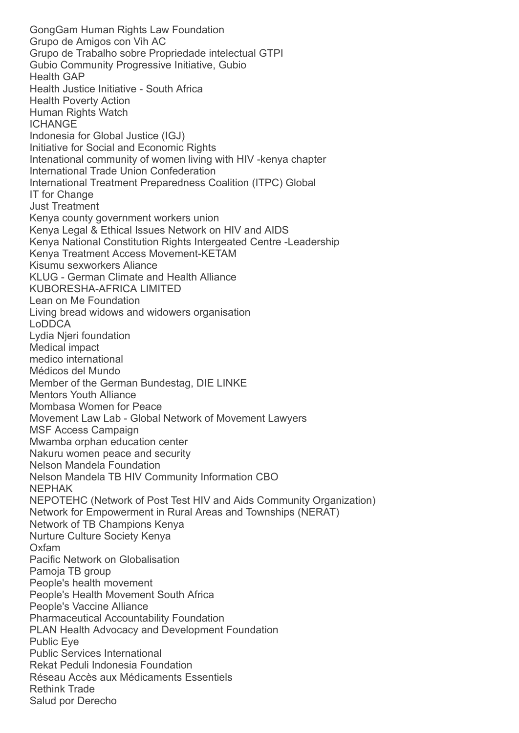GongGam Human Rights Law Foundation
Grupo de Amigos con Vih AC
Grupo de Trabalho sobre Propriedade intelectual GTPI
Gubio Community Progressive Initiative, Gubio
Health GAP
Health Justice Initiative - South Africa
Health Poverty Action
Human Rights Watch
ICHANGE
Indonesia for Global Justice (IGJ)
Initiative for Social and Economic Rights
Intenational community of women living with HIV -kenya chapter
International Trade Union Confederation
International Treatment Preparedness Coalition (ITPC) Global
IT for Change
Just Treatment
Kenya county government workers union
Kenya Legal & Ethical Issues Network on HIV and AIDS
Kenya National Constitution Rights Intergeated Centre -Leadership
Kenya Treatment Access Movement-KETAM
Kisumu sexworkers Aliance
KLUG - German Climate and Health Alliance
KUBORESHA-AFRICA LIMITED
Lean on Me Foundation
Living bread widows and widowers organisation
LoDDCA
Lydia Njeri foundation
Medical impact
medico international
Médicos del Mundo
Member of the German Bundestag, DIE LINKE
Mentors Youth Alliance
Mombasa Women for Peace
Movement Law Lab - Global Network of Movement Lawyers
MSF Access Campaign
Mwamba orphan education center
Nakuru women peace and security
Nelson Mandela Foundation
Nelson Mandela TB HIV Community Information CBO
NEPHAK
NEPOTEHC (Network of Post Test HIV and Aids Community Organization)
Network for Empowerment in Rural Areas and Townships (NERAT)
Network of TB Champions Kenya
Nurture Culture Society Kenya
Oxfam
Pacific Network on Globalisation
Pamoja TB group
People's health movement
People's Health Movement South Africa
People's Vaccine Alliance
Pharmaceutical Accountability Foundation
PLAN Health Advocacy and Development Foundation
Public Eye
Public Services International
Rekat Peduli Indonesia Foundation
Réseau Accès aux Médicaments Essentiels
Rethink Trade
Salud por Derecho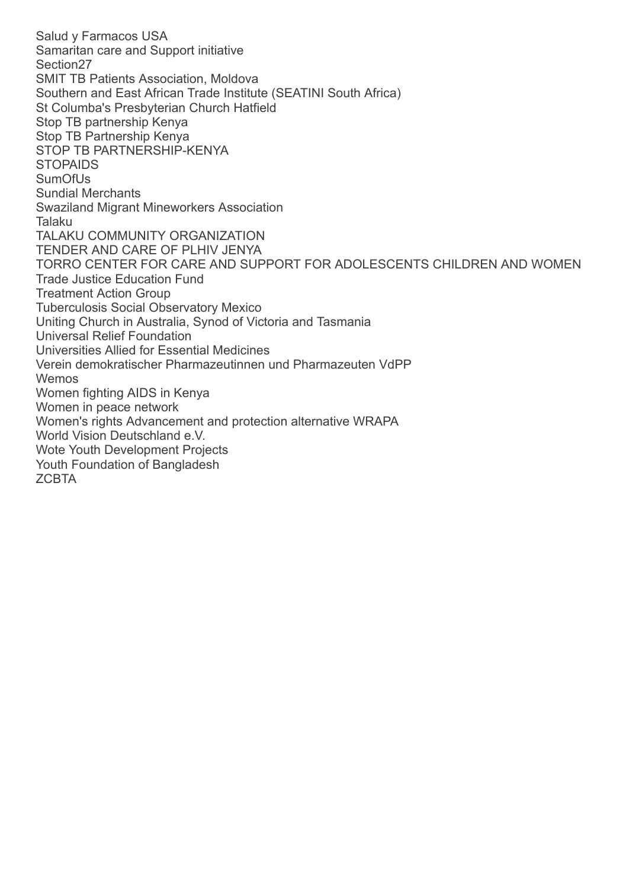Salud y Farmacos USA
Samaritan care and Support initiative
Section27
SMIT TB Patients Association, Moldova
Southern and East African Trade Institute (SEATINI South Africa)
St Columba's Presbyterian Church Hatfield
Stop TB partnership Kenya
Stop TB Partnership Kenya
STOP TB PARTNERSHIP-KENYA
STOPAIDS
SumOfUs
Sundial Merchants
Swaziland Migrant Mineworkers Association
Talaku
TALAKU COMMUNITY ORGANIZATION
TENDER AND CARE OF PLHIV JENYA
TORRO CENTER FOR CARE AND SUPPORT FOR ADOLESCENTS CHILDREN AND WOMEN
Trade Justice Education Fund
Treatment Action Group
Tuberculosis Social Observatory Mexico
Uniting Church in Australia, Synod of Victoria and Tasmania
Universal Relief Foundation
Universities Allied for Essential Medicines
Verein demokratischer Pharmazeutinnen und Pharmazeuten VdPP
Wemos
Women fighting AIDS in Kenya
Women in peace network
Women's rights Advancement and protection alternative WRAPA
World Vision Deutschland e.V.
Wote Youth Development Projects
Youth Foundation of Bangladesh
ZCBTA